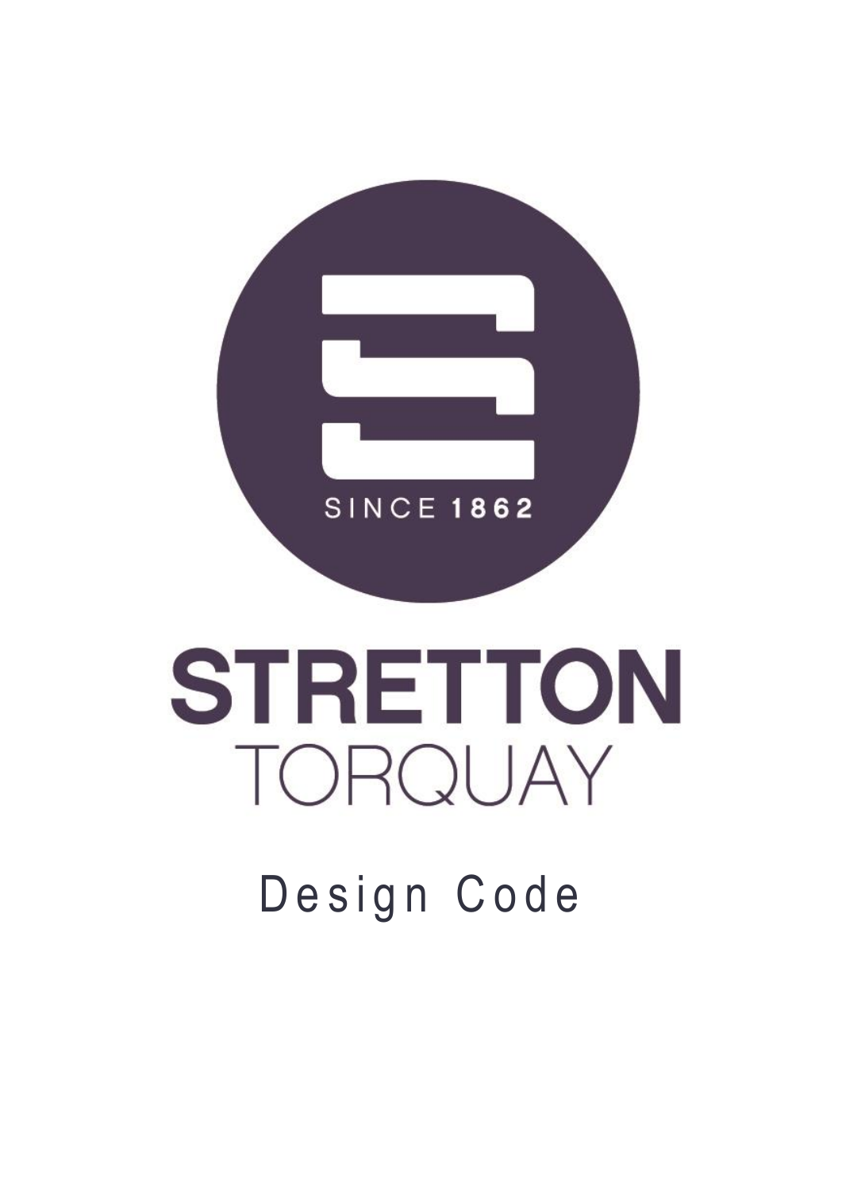SINCE 1862

# STRETTON
TORQUAY

Design Code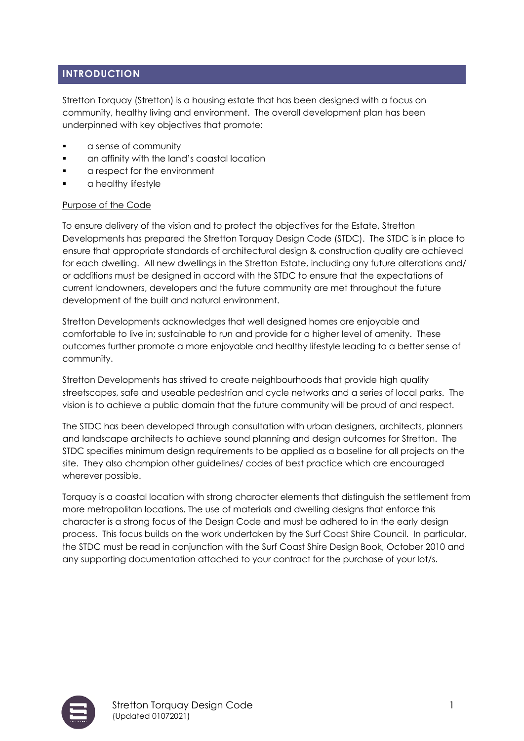## INTRODUCTION

Stretton Torquay (Stretton) is a housing estate that has been designed with a focus on community, healthy living and environment. The overall development plan has been underpinned with key objectives that promote:

- a sense of community
- an affinity with the land's coastal location
- a respect for the environment
- a healthy lifestyle

<u>Purpose of the Code</u>

To ensure delivery of the vision and to protect the objectives for the Estate, Stretton Developments has prepared the Stretton Torquay Design Code (STDC). The STDC is in place to ensure that appropriate standards of architectural design & construction quality are achieved for each dwelling. All new dwellings in the Stretton Estate, including any future alterations and/ or additions must be designed in accord with the STDC to ensure that the expectations of current landowners, developers and the future community are met throughout the future development of the built and natural environment.

Stretton Developments acknowledges that well designed homes are enjoyable and comfortable to live in; sustainable to run and provide for a higher level of amenity. These outcomes further promote a more enjoyable and healthy lifestyle leading to a better sense of community.

Stretton Developments has strived to create neighbourhoods that provide high quality streetscapes, safe and useable pedestrian and cycle networks and a series of local parks. The vision is to achieve a public domain that the future community will be proud of and respect.

The STDC has been developed through consultation with urban designers, architects, planners and landscape architects to achieve sound planning and design outcomes for Stretton. The STDC specifies minimum design requirements to be applied as a baseline for all projects on the site. They also champion other guidelines/ codes of best practice which are encouraged wherever possible.

Torquay is a coastal location with strong character elements that distinguish the settlement from more metropolitan locations. The use of materials and dwelling designs that enforce this character is a strong focus of the Design Code and must be adhered to in the early design process. This focus builds on the work undertaken by the Surf Coast Shire Council. In particular, the STDC must be read in conjunction with the Surf Coast Shire Design Book, October 2010 and any supporting documentation attached to your contract for the purchase of your lot/s.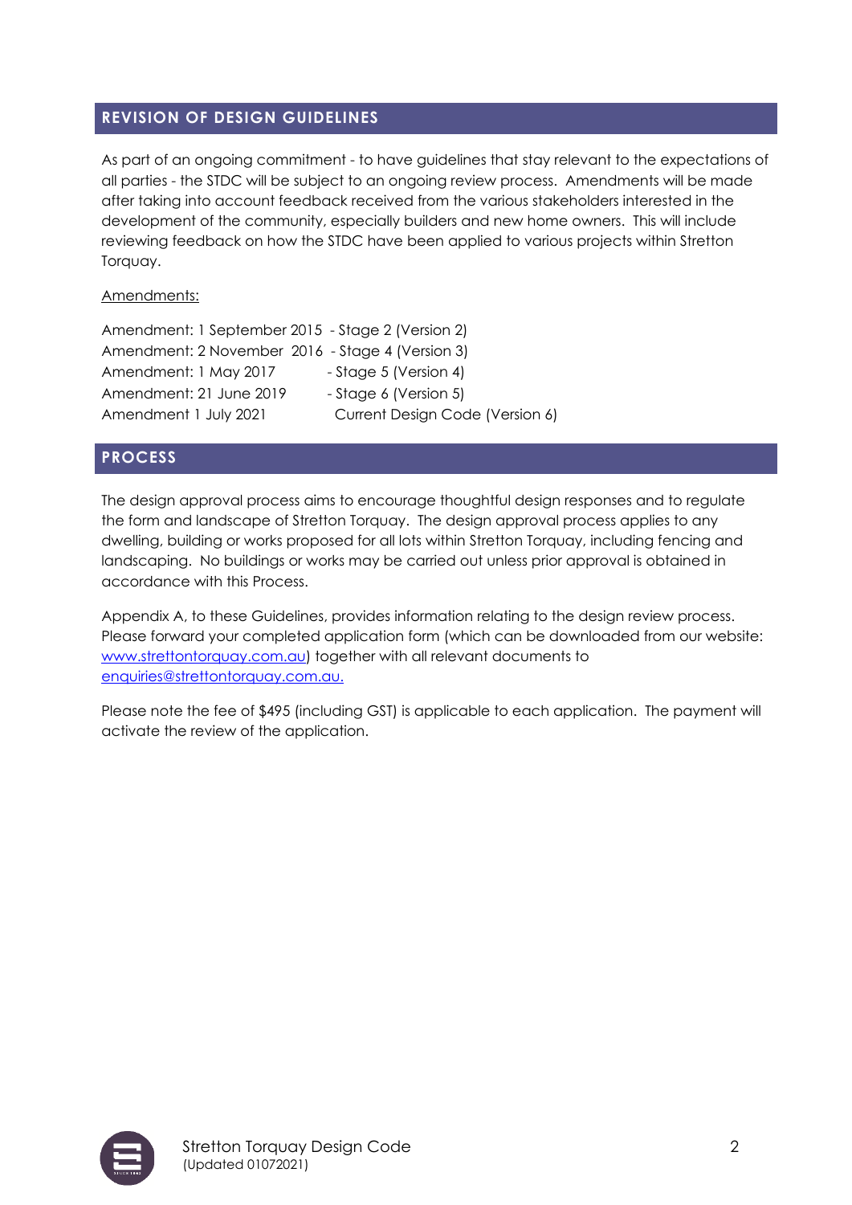## REVISION OF DESIGN GUIDELINES

As part of an ongoing commitment - to have guidelines that stay relevant to the expectations of all parties - the STDC will be subject to an ongoing review process. Amendments will be made after taking into account feedback received from the various stakeholders interested in the development of the community, especially builders and new home owners. This will include reviewing feedback on how the STDC have been applied to various projects within Stretton Torquay.

Amendments:

Amendment: 1 September 2015 - Stage 2 (Version 2)
Amendment: 2 November 2016 - Stage 4 (Version 3)
Amendment: 1 May 2017 - Stage 5 (Version 4)
Amendment: 21 June 2019 - Stage 6 (Version 5)
Amendment 1 July 2021 Current Design Code (Version 6)

## PROCESS

The design approval process aims to encourage thoughtful design responses and to regulate the form and landscape of Stretton Torquay. The design approval process applies to any dwelling, building or works proposed for all lots within Stretton Torquay, including fencing and landscaping. No buildings or works may be carried out unless prior approval is obtained in accordance with this Process.

Appendix A, to these Guidelines, provides information relating to the design review process. Please forward your completed application form (which can be downloaded from our website: www.strettontorquay.com.au) together with all relevant documents to enquiries@strettontorquay.com.au.

Please note the fee of $495 (including GST) is applicable to each application. The payment will activate the review of the application.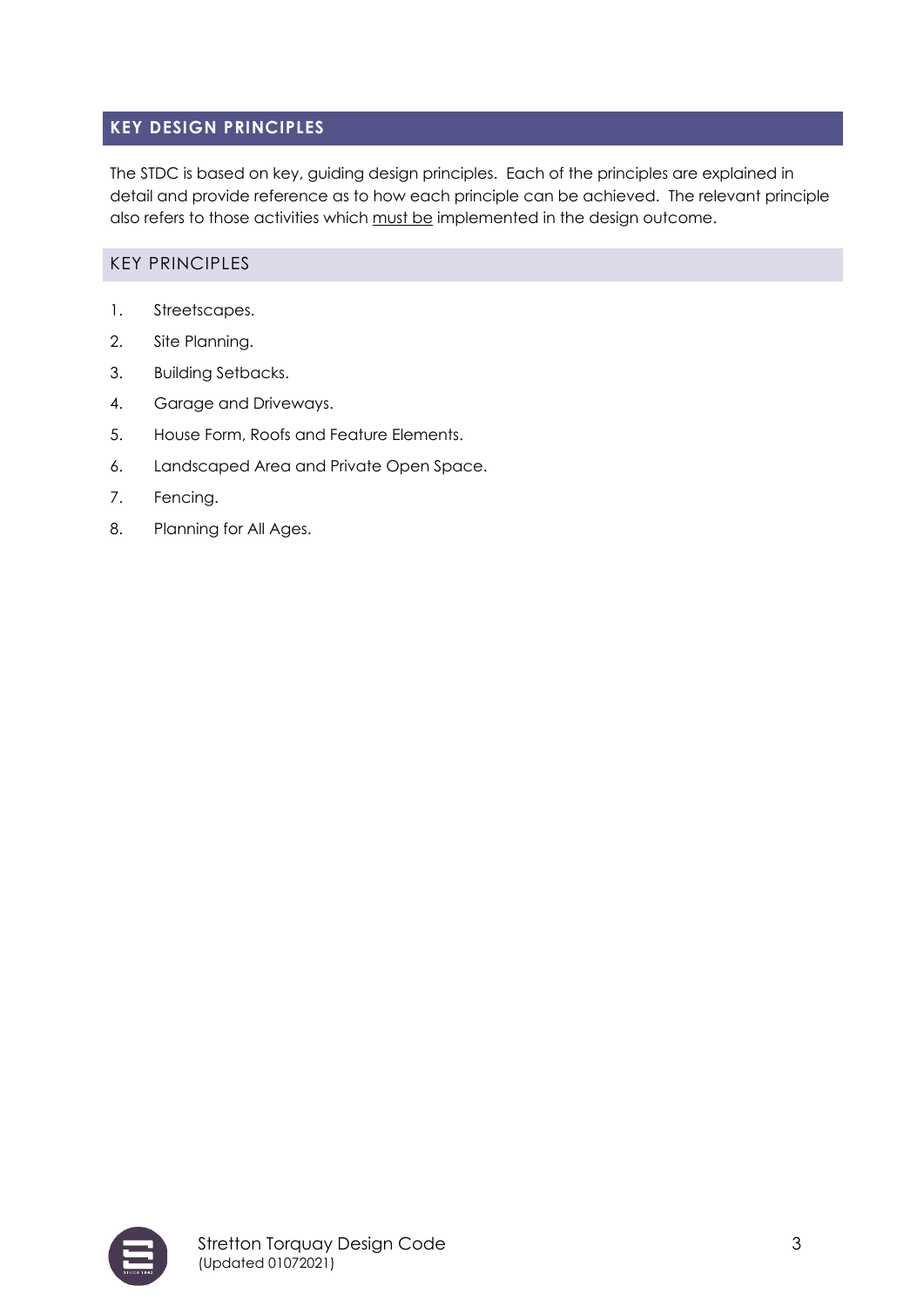## KEY DESIGN PRINCIPLES

The STDC is based on key, guiding design principles. Each of the principles are explained in detail and provide reference as to how each principle can be achieved. The relevant principle also refers to those activities which <u>must be</u> implemented in the design outcome.

### KEY PRINCIPLES

1. Streetscapes.
2. Site Planning.
3. Building Setbacks.
4. Garage and Driveways.
5. House Form, Roofs and Feature Elements.
6. Landscaped Area and Private Open Space.
7. Fencing.
8. Planning for All Ages.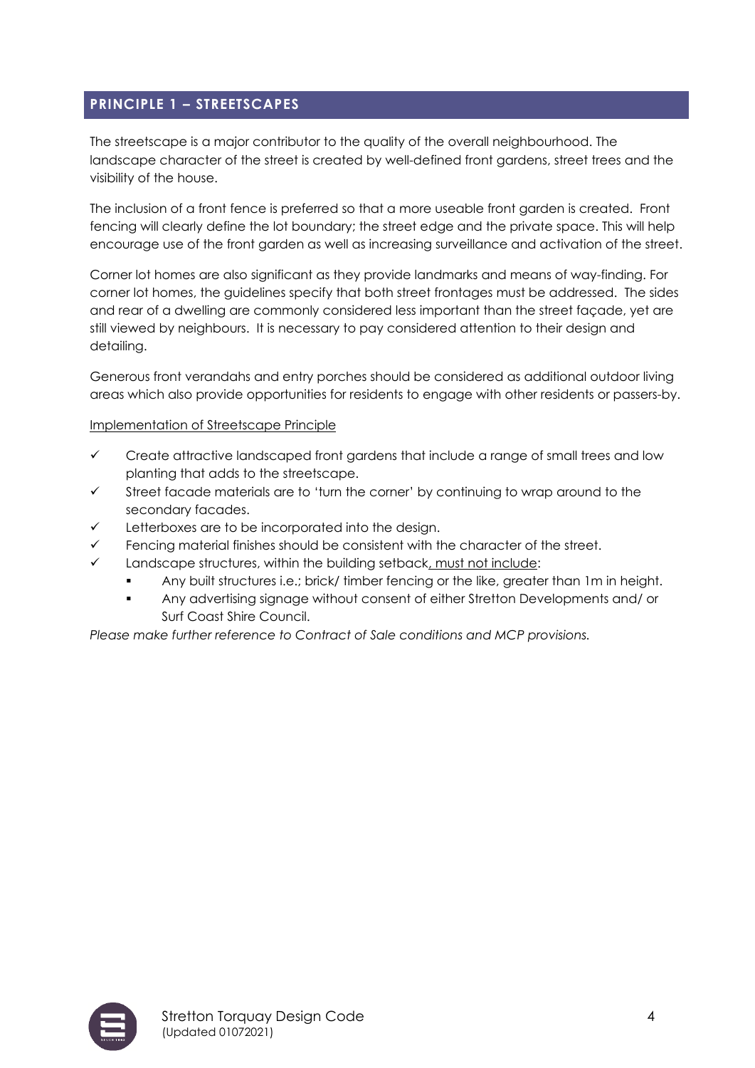## PRINCIPLE 1 – STREETSCAPES

The streetscape is a major contributor to the quality of the overall neighbourhood. The landscape character of the street is created by well-defined front gardens, street trees and the visibility of the house.

The inclusion of a front fence is preferred so that a more useable front garden is created. Front fencing will clearly define the lot boundary; the street edge and the private space. This will help encourage use of the front garden as well as increasing surveillance and activation of the street.

Corner lot homes are also significant as they provide landmarks and means of way-finding. For corner lot homes, the guidelines specify that both street frontages must be addressed. The sides and rear of a dwelling are commonly considered less important than the street façade, yet are still viewed by neighbours. It is necessary to pay considered attention to their design and detailing.

Generous front verandahs and entry porches should be considered as additional outdoor living areas which also provide opportunities for residents to engage with other residents or passers-by.

<u>Implementation of Streetscape Principle</u>

- ✓ Create attractive landscaped front gardens that include a range of small trees and low planting that adds to the streetscape.
- ✓ Street facade materials are to 'turn the corner' by continuing to wrap around to the secondary facades.
- ✓ Letterboxes are to be incorporated into the design.
- ✓ Fencing material finishes should be consistent with the character of the street.
- ✓ Landscape structures, within the building setback<u>, must not include</u>:
  - Any built structures i.e.; brick/ timber fencing or the like, greater than 1m in height.
  - Any advertising signage without consent of either Stretton Developments and/ or Surf Coast Shire Council.

*Please make further reference to Contract of Sale conditions and MCP provisions.*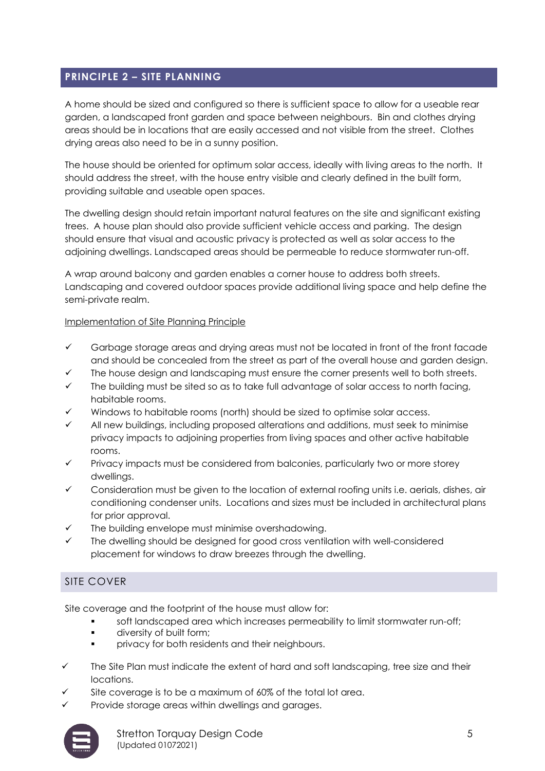## PRINCIPLE 2 – SITE PLANNING

A home should be sized and configured so there is sufficient space to allow for a useable rear garden, a landscaped front garden and space between neighbours. Bin and clothes drying areas should be in locations that are easily accessed and not visible from the street. Clothes drying areas also need to be in a sunny position.

The house should be oriented for optimum solar access, ideally with living areas to the north. It should address the street, with the house entry visible and clearly defined in the built form, providing suitable and useable open spaces.

The dwelling design should retain important natural features on the site and significant existing trees. A house plan should also provide sufficient vehicle access and parking. The design should ensure that visual and acoustic privacy is protected as well as solar access to the adjoining dwellings. Landscaped areas should be permeable to reduce stormwater run-off.

A wrap around balcony and garden enables a corner house to address both streets. Landscaping and covered outdoor spaces provide additional living space and help define the semi-private realm.

Implementation of Site Planning Principle

- ✓ Garbage storage areas and drying areas must not be located in front of the front facade and should be concealed from the street as part of the overall house and garden design.
- ✓ The house design and landscaping must ensure the corner presents well to both streets.
- ✓ The building must be sited so as to take full advantage of solar access to north facing, habitable rooms.
- ✓ Windows to habitable rooms (north) should be sized to optimise solar access.
- ✓ All new buildings, including proposed alterations and additions, must seek to minimise privacy impacts to adjoining properties from living spaces and other active habitable rooms.
- ✓ Privacy impacts must be considered from balconies, particularly two or more storey dwellings.
- ✓ Consideration must be given to the location of external roofing units i.e. aerials, dishes, air conditioning condenser units. Locations and sizes must be included in architectural plans for prior approval.
- ✓ The building envelope must minimise overshadowing.
- ✓ The dwelling should be designed for good cross ventilation with well-considered placement for windows to draw breezes through the dwelling.

### SITE COVER

Site coverage and the footprint of the house must allow for:

- soft landscaped area which increases permeability to limit stormwater run-off;
- diversity of built form;
- privacy for both residents and their neighbours.

- ✓ The Site Plan must indicate the extent of hard and soft landscaping, tree size and their locations.
- ✓ Site coverage is to be a maximum of 60% of the total lot area.
- ✓ Provide storage areas within dwellings and garages.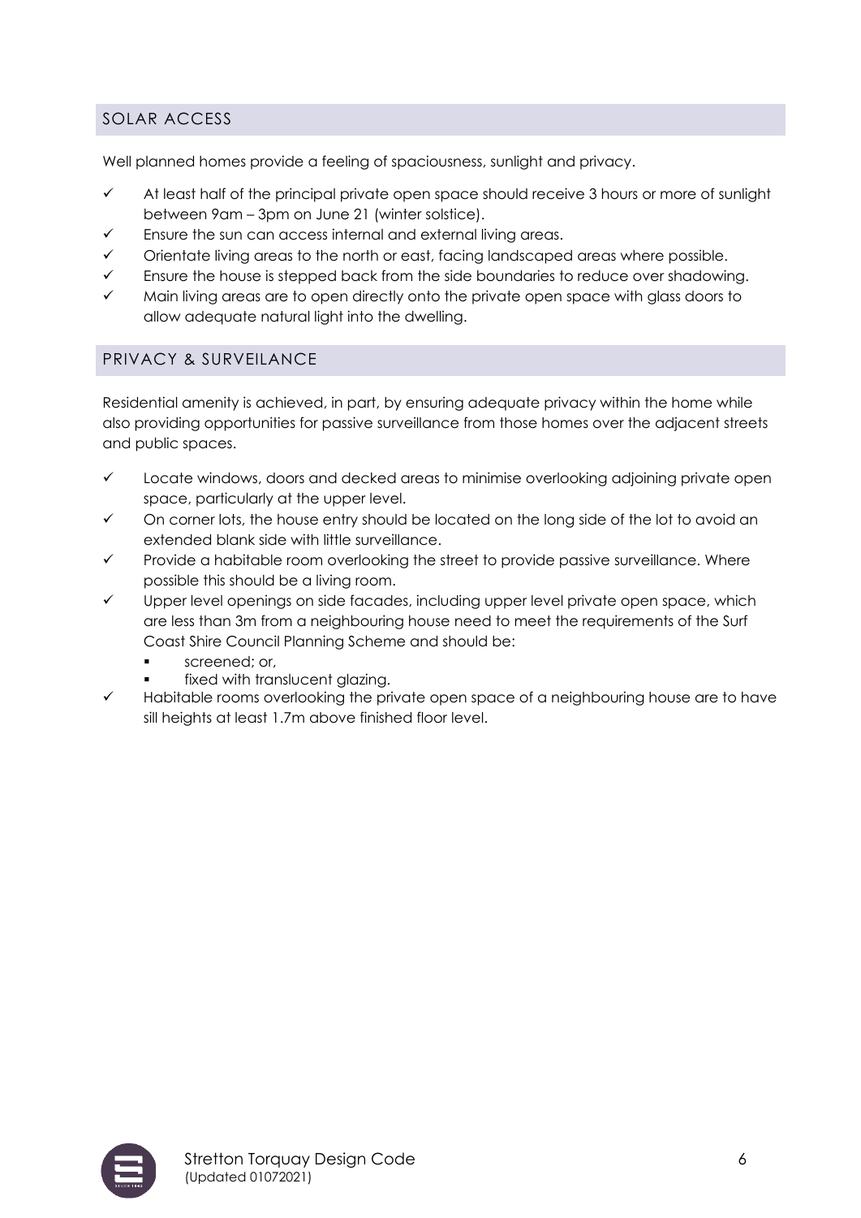## SOLAR ACCESS

Well planned homes provide a feeling of spaciousness, sunlight and privacy.

- ✓ At least half of the principal private open space should receive 3 hours or more of sunlight between 9am – 3pm on June 21 (winter solstice).
- ✓ Ensure the sun can access internal and external living areas.
- ✓ Orientate living areas to the north or east, facing landscaped areas where possible.
- ✓ Ensure the house is stepped back from the side boundaries to reduce over shadowing.
- ✓ Main living areas are to open directly onto the private open space with glass doors to allow adequate natural light into the dwelling.

## PRIVACY & SURVEILANCE

Residential amenity is achieved, in part, by ensuring adequate privacy within the home while also providing opportunities for passive surveillance from those homes over the adjacent streets and public spaces.

- ✓ Locate windows, doors and decked areas to minimise overlooking adjoining private open space, particularly at the upper level.
- ✓ On corner lots, the house entry should be located on the long side of the lot to avoid an extended blank side with little surveillance.
- ✓ Provide a habitable room overlooking the street to provide passive surveillance. Where possible this should be a living room.
- ✓ Upper level openings on side facades, including upper level private open space, which are less than 3m from a neighbouring house need to meet the requirements of the Surf Coast Shire Council Planning Scheme and should be:
  - screened; or,
  - fixed with translucent glazing.
- ✓ Habitable rooms overlooking the private open space of a neighbouring house are to have sill heights at least 1.7m above finished floor level.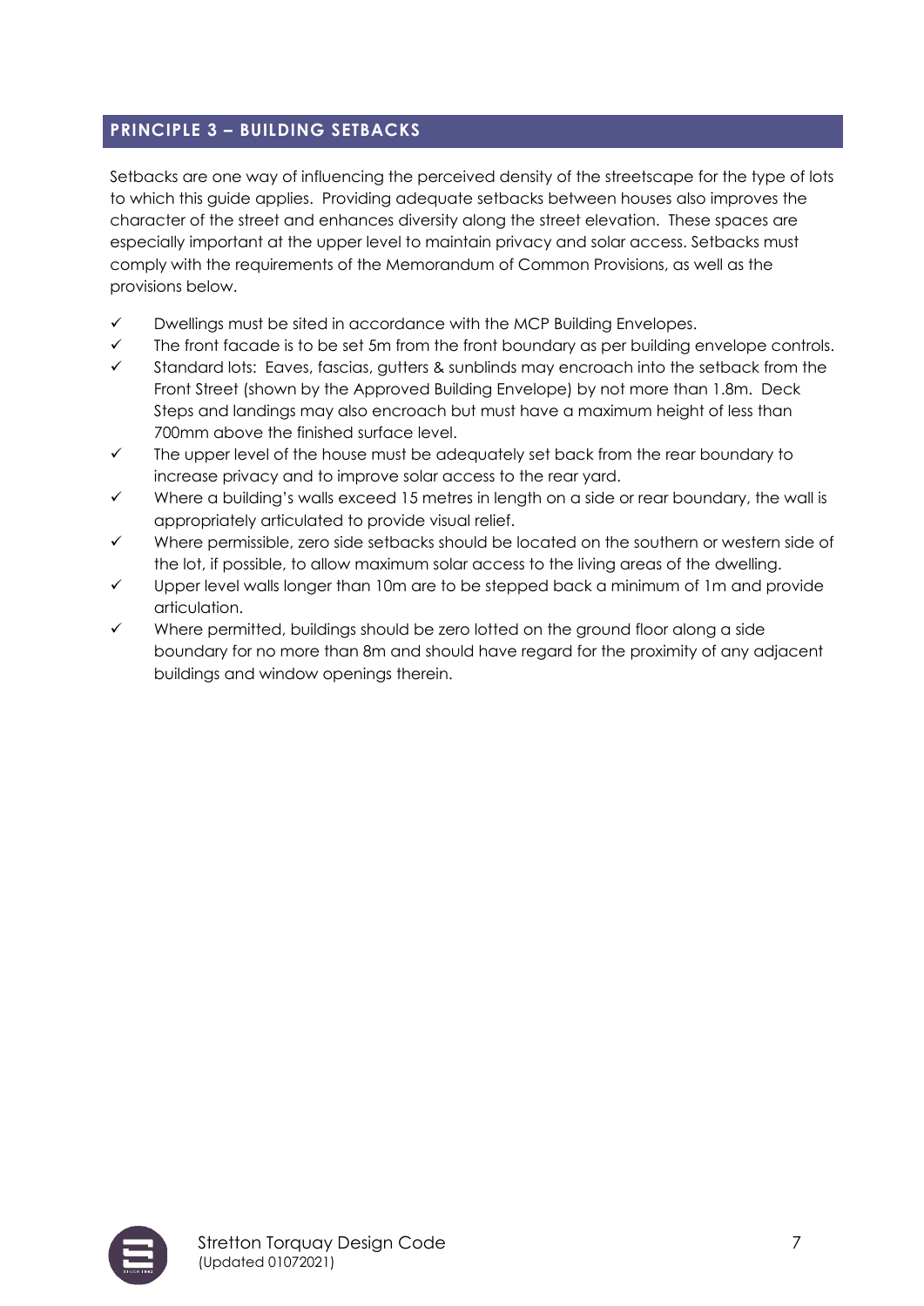## PRINCIPLE 3 – BUILDING SETBACKS

Setbacks are one way of influencing the perceived density of the streetscape for the type of lots to which this guide applies. Providing adequate setbacks between houses also improves the character of the street and enhances diversity along the street elevation. These spaces are especially important at the upper level to maintain privacy and solar access. Setbacks must comply with the requirements of the Memorandum of Common Provisions, as well as the provisions below.

- ✓ Dwellings must be sited in accordance with the MCP Building Envelopes.
- ✓ The front facade is to be set 5m from the front boundary as per building envelope controls.
- ✓ Standard lots: Eaves, fascias, gutters & sunblinds may encroach into the setback from the Front Street (shown by the Approved Building Envelope) by not more than 1.8m. Deck Steps and landings may also encroach but must have a maximum height of less than 700mm above the finished surface level.
- ✓ The upper level of the house must be adequately set back from the rear boundary to increase privacy and to improve solar access to the rear yard.
- ✓ Where a building's walls exceed 15 metres in length on a side or rear boundary, the wall is appropriately articulated to provide visual relief.
- ✓ Where permissible, zero side setbacks should be located on the southern or western side of the lot, if possible, to allow maximum solar access to the living areas of the dwelling.
- ✓ Upper level walls longer than 10m are to be stepped back a minimum of 1m and provide articulation.
- ✓ Where permitted, buildings should be zero lotted on the ground floor along a side boundary for no more than 8m and should have regard for the proximity of any adjacent buildings and window openings therein.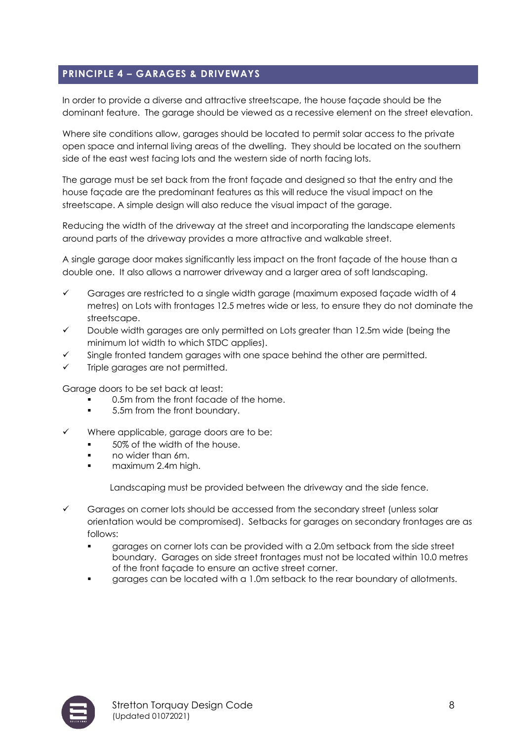## PRINCIPLE 4 – GARAGES & DRIVEWAYS

In order to provide a diverse and attractive streetscape, the house façade should be the dominant feature. The garage should be viewed as a recessive element on the street elevation.

Where site conditions allow, garages should be located to permit solar access to the private open space and internal living areas of the dwelling. They should be located on the southern side of the east west facing lots and the western side of north facing lots.

The garage must be set back from the front façade and designed so that the entry and the house façade are the predominant features as this will reduce the visual impact on the streetscape. A simple design will also reduce the visual impact of the garage.

Reducing the width of the driveway at the street and incorporating the landscape elements around parts of the driveway provides a more attractive and walkable street.

A single garage door makes significantly less impact on the front façade of the house than a double one. It also allows a narrower driveway and a larger area of soft landscaping.

- ✓ Garages are restricted to a single width garage (maximum exposed façade width of 4 metres) on Lots with frontages 12.5 metres wide or less, to ensure they do not dominate the streetscape.
- ✓ Double width garages are only permitted on Lots greater than 12.5m wide (being the minimum lot width to which STDC applies).
- ✓ Single fronted tandem garages with one space behind the other are permitted.
- ✓ Triple garages are not permitted.

Garage doors to be set back at least:

- 0.5m from the front facade of the home.
- 5.5m from the front boundary.

- ✓ Where applicable, garage doors are to be:
  - 50% of the width of the house.
  - no wider than 6m.
  - maximum 2.4m high.

  Landscaping must be provided between the driveway and the side fence.

- ✓ Garages on corner lots should be accessed from the secondary street (unless solar orientation would be compromised). Setbacks for garages on secondary frontages are as follows:
  - garages on corner lots can be provided with a 2.0m setback from the side street boundary. Garages on side street frontages must not be located within 10.0 metres of the front façade to ensure an active street corner.
  - garages can be located with a 1.0m setback to the rear boundary of allotments.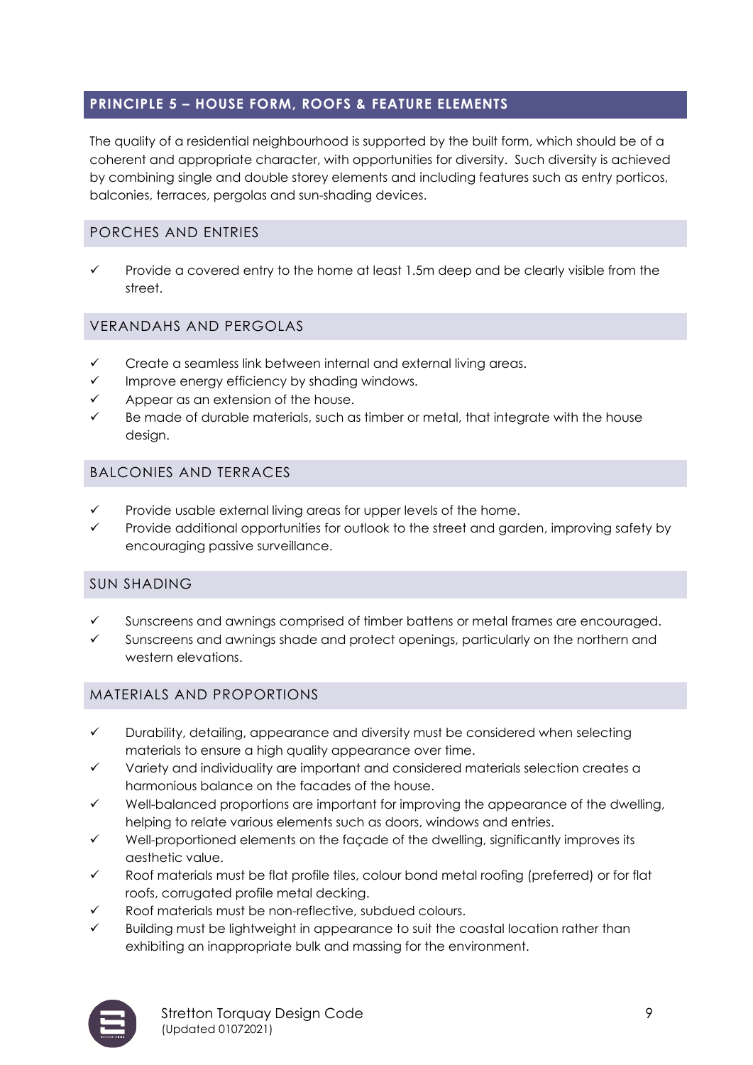## PRINCIPLE 5 – HOUSE FORM, ROOFS & FEATURE ELEMENTS

The quality of a residential neighbourhood is supported by the built form, which should be of a coherent and appropriate character, with opportunities for diversity. Such diversity is achieved by combining single and double storey elements and including features such as entry porticos, balconies, terraces, pergolas and sun-shading devices.

### PORCHES AND ENTRIES

- ✓ Provide a covered entry to the home at least 1.5m deep and be clearly visible from the street.

### VERANDAHS AND PERGOLAS

- ✓ Create a seamless link between internal and external living areas.
- ✓ Improve energy efficiency by shading windows.
- ✓ Appear as an extension of the house.
- ✓ Be made of durable materials, such as timber or metal, that integrate with the house design.

### BALCONIES AND TERRACES

- ✓ Provide usable external living areas for upper levels of the home.
- ✓ Provide additional opportunities for outlook to the street and garden, improving safety by encouraging passive surveillance.

### SUN SHADING

- ✓ Sunscreens and awnings comprised of timber battens or metal frames are encouraged.
- ✓ Sunscreens and awnings shade and protect openings, particularly on the northern and western elevations.

### MATERIALS AND PROPORTIONS

- ✓ Durability, detailing, appearance and diversity must be considered when selecting materials to ensure a high quality appearance over time.
- ✓ Variety and individuality are important and considered materials selection creates a harmonious balance on the facades of the house.
- ✓ Well-balanced proportions are important for improving the appearance of the dwelling, helping to relate various elements such as doors, windows and entries.
- ✓ Well-proportioned elements on the façade of the dwelling, significantly improves its aesthetic value.
- ✓ Roof materials must be flat profile tiles, colour bond metal roofing (preferred) or for flat roofs, corrugated profile metal decking.
- ✓ Roof materials must be non-reflective, subdued colours.
- ✓ Building must be lightweight in appearance to suit the coastal location rather than exhibiting an inappropriate bulk and massing for the environment.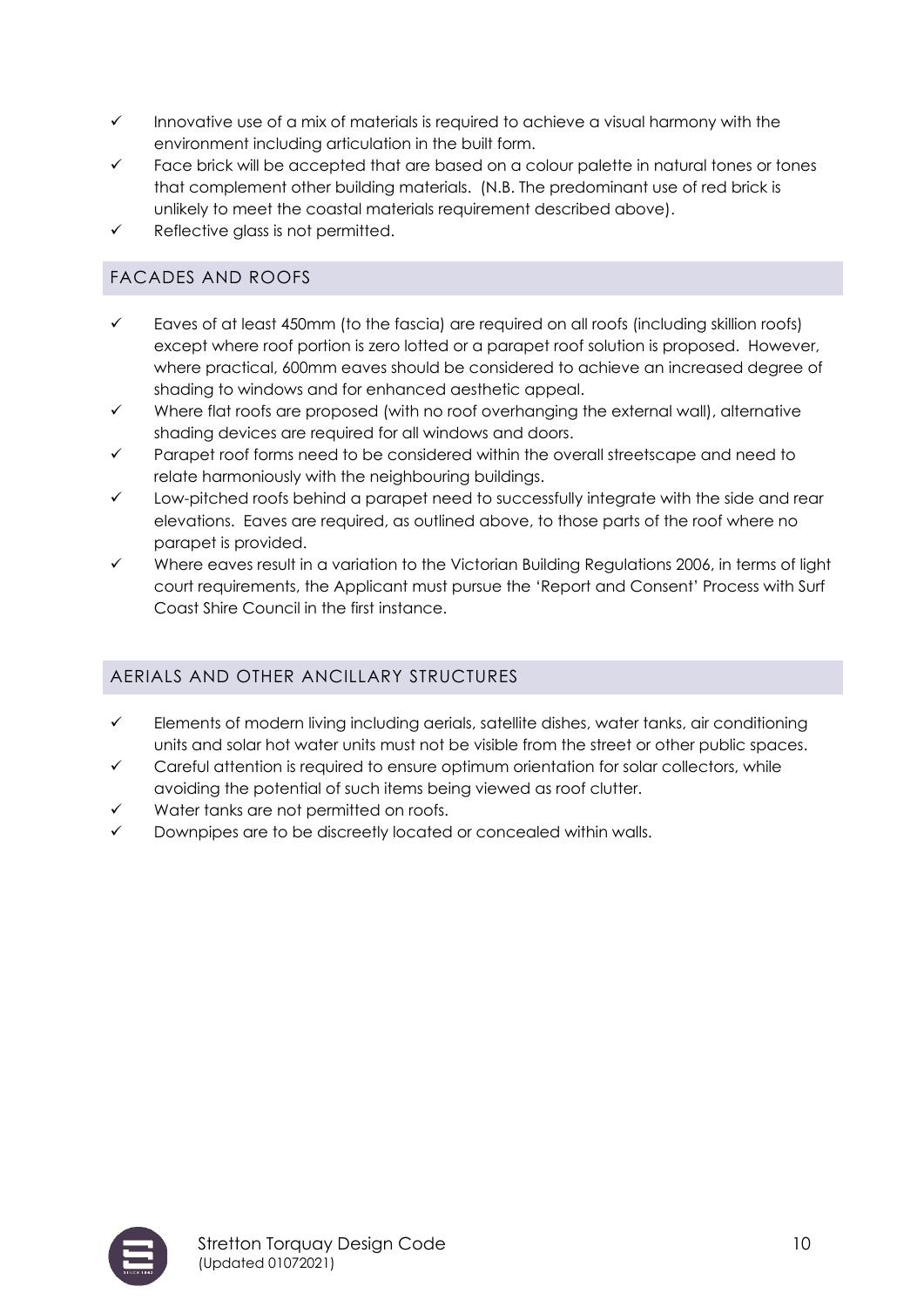- ✓ Innovative use of a mix of materials is required to achieve a visual harmony with the environment including articulation in the built form.
- ✓ Face brick will be accepted that are based on a colour palette in natural tones or tones that complement other building materials. (N.B. The predominant use of red brick is unlikely to meet the coastal materials requirement described above).
- ✓ Reflective glass is not permitted.

## FACADES AND ROOFS

- ✓ Eaves of at least 450mm (to the fascia) are required on all roofs (including skillion roofs) except where roof portion is zero lotted or a parapet roof solution is proposed. However, where practical, 600mm eaves should be considered to achieve an increased degree of shading to windows and for enhanced aesthetic appeal.
- ✓ Where flat roofs are proposed (with no roof overhanging the external wall), alternative shading devices are required for all windows and doors.
- ✓ Parapet roof forms need to be considered within the overall streetscape and need to relate harmoniously with the neighbouring buildings.
- ✓ Low-pitched roofs behind a parapet need to successfully integrate with the side and rear elevations. Eaves are required, as outlined above, to those parts of the roof where no parapet is provided.
- ✓ Where eaves result in a variation to the Victorian Building Regulations 2006, in terms of light court requirements, the Applicant must pursue the 'Report and Consent' Process with Surf Coast Shire Council in the first instance.

## AERIALS AND OTHER ANCILLARY STRUCTURES

- ✓ Elements of modern living including aerials, satellite dishes, water tanks, air conditioning units and solar hot water units must not be visible from the street or other public spaces.
- ✓ Careful attention is required to ensure optimum orientation for solar collectors, while avoiding the potential of such items being viewed as roof clutter.
- ✓ Water tanks are not permitted on roofs.
- ✓ Downpipes are to be discreetly located or concealed within walls.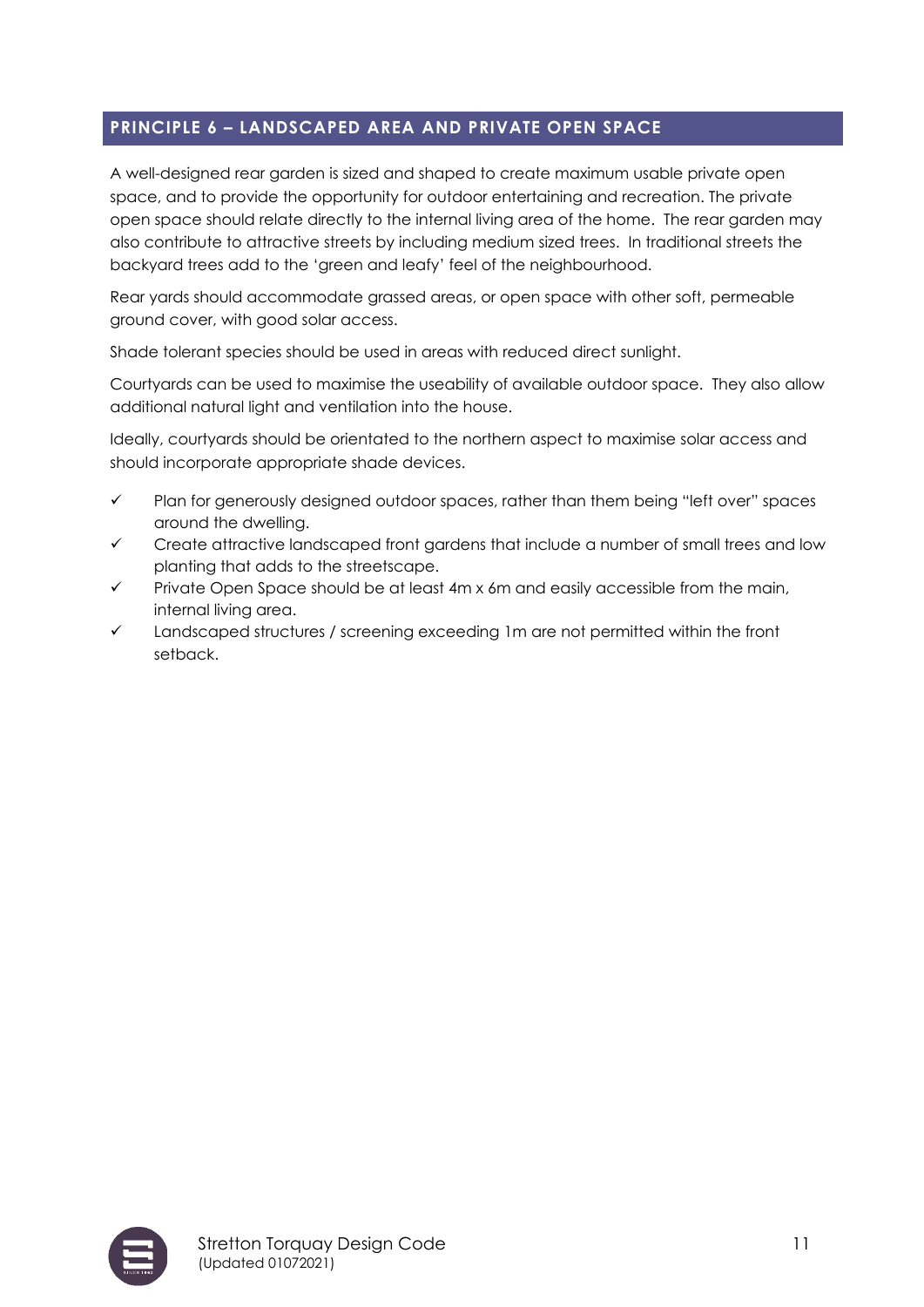## PRINCIPLE 6 – LANDSCAPED AREA AND PRIVATE OPEN SPACE

A well-designed rear garden is sized and shaped to create maximum usable private open space, and to provide the opportunity for outdoor entertaining and recreation. The private open space should relate directly to the internal living area of the home. The rear garden may also contribute to attractive streets by including medium sized trees. In traditional streets the backyard trees add to the 'green and leafy' feel of the neighbourhood.

Rear yards should accommodate grassed areas, or open space with other soft, permeable ground cover, with good solar access.

Shade tolerant species should be used in areas with reduced direct sunlight.

Courtyards can be used to maximise the useability of available outdoor space. They also allow additional natural light and ventilation into the house.

Ideally, courtyards should be orientated to the northern aspect to maximise solar access and should incorporate appropriate shade devices.

- ✓ Plan for generously designed outdoor spaces, rather than them being "left over" spaces around the dwelling.
- ✓ Create attractive landscaped front gardens that include a number of small trees and low planting that adds to the streetscape.
- ✓ Private Open Space should be at least 4m x 6m and easily accessible from the main, internal living area.
- ✓ Landscaped structures / screening exceeding 1m are not permitted within the front setback.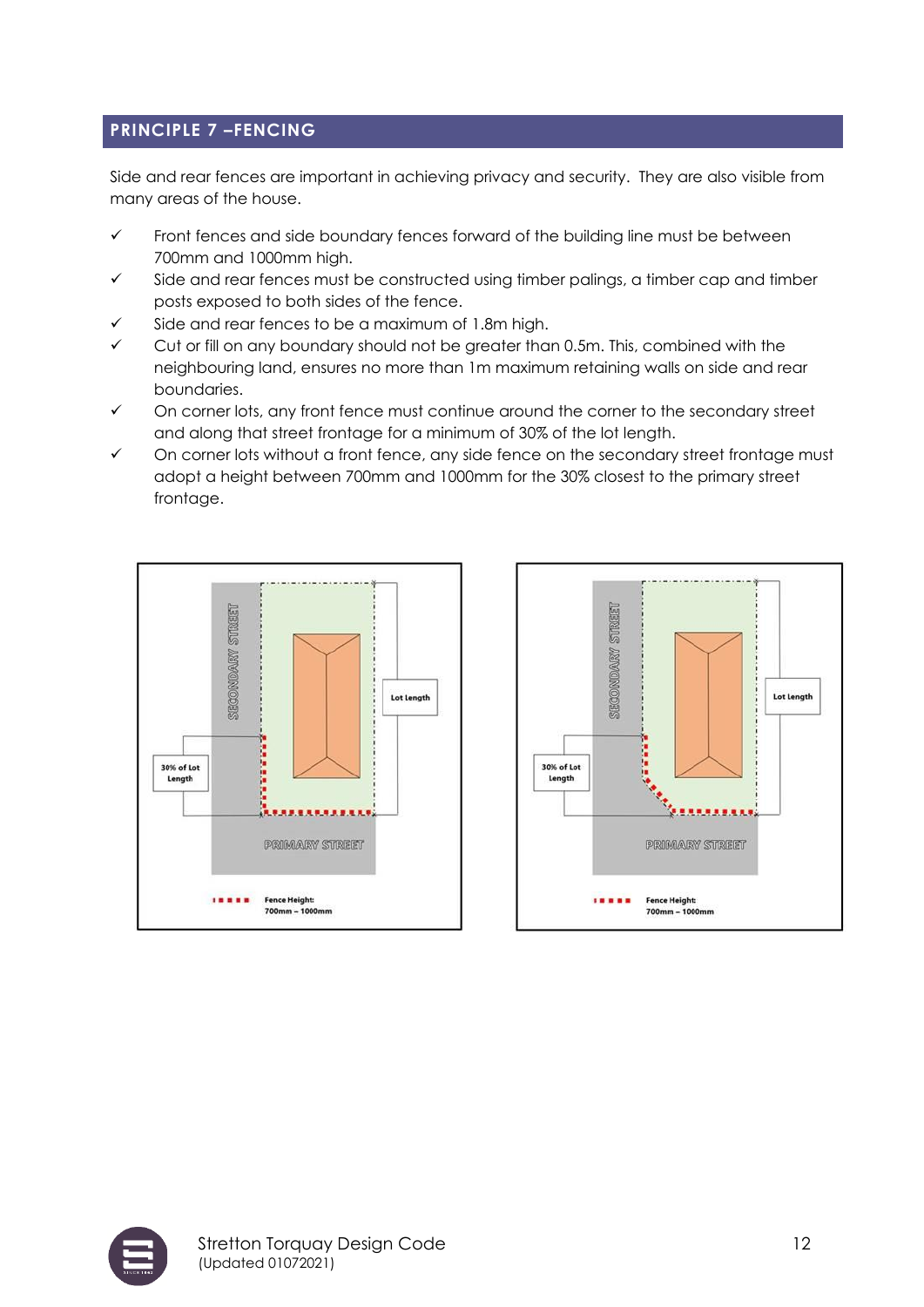## PRINCIPLE 7 –FENCING

Side and rear fences are important in achieving privacy and security. They are also visible from many areas of the house.

- ✓ Front fences and side boundary fences forward of the building line must be between 700mm and 1000mm high.
- ✓ Side and rear fences must be constructed using timber palings, a timber cap and timber posts exposed to both sides of the fence.
- ✓ Side and rear fences to be a maximum of 1.8m high.
- ✓ Cut or fill on any boundary should not be greater than 0.5m. This, combined with the neighbouring land, ensures no more than 1m maximum retaining walls on side and rear boundaries.
- ✓ On corner lots, any front fence must continue around the corner to the secondary street and along that street frontage for a minimum of 30% of the lot length.
- ✓ On corner lots without a front fence, any side fence on the secondary street frontage must adopt a height between 700mm and 1000mm for the 30% closest to the primary street frontage.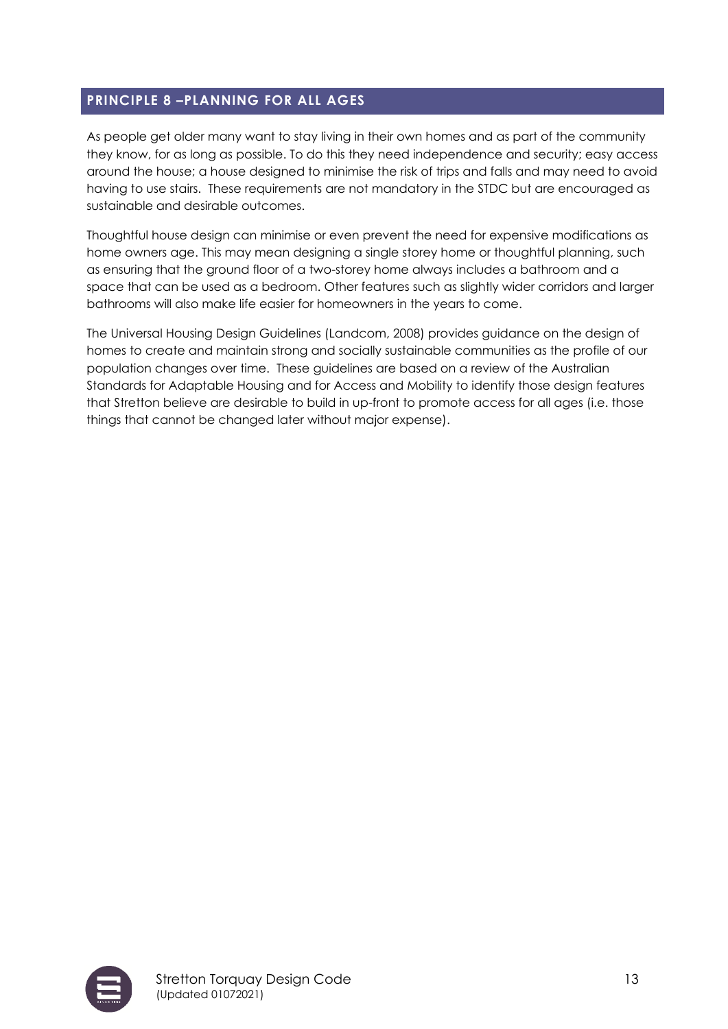## PRINCIPLE 8 –PLANNING FOR ALL AGES

As people get older many want to stay living in their own homes and as part of the community they know, for as long as possible. To do this they need independence and security; easy access around the house; a house designed to minimise the risk of trips and falls and may need to avoid having to use stairs. These requirements are not mandatory in the STDC but are encouraged as sustainable and desirable outcomes.

Thoughtful house design can minimise or even prevent the need for expensive modifications as home owners age. This may mean designing a single storey home or thoughtful planning, such as ensuring that the ground floor of a two-storey home always includes a bathroom and a space that can be used as a bedroom. Other features such as slightly wider corridors and larger bathrooms will also make life easier for homeowners in the years to come.

The Universal Housing Design Guidelines (Landcom, 2008) provides guidance on the design of homes to create and maintain strong and socially sustainable communities as the profile of our population changes over time. These guidelines are based on a review of the Australian Standards for Adaptable Housing and for Access and Mobility to identify those design features that Stretton believe are desirable to build in up-front to promote access for all ages (i.e. those things that cannot be changed later without major expense).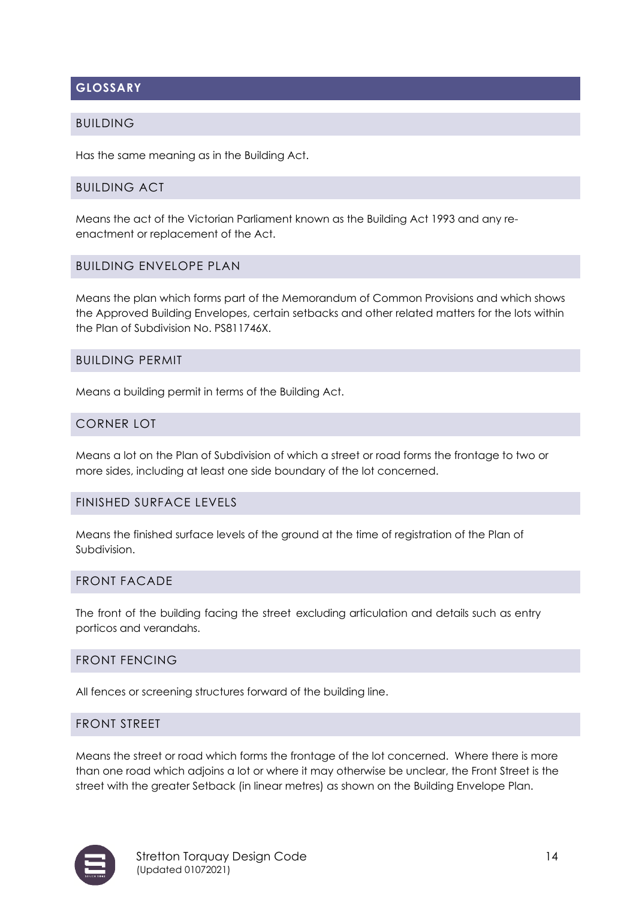## GLOSSARY

### BUILDING

Has the same meaning as in the Building Act.

### BUILDING ACT

Means the act of the Victorian Parliament known as the Building Act 1993 and any re-enactment or replacement of the Act.

### BUILDING ENVELOPE PLAN

Means the plan which forms part of the Memorandum of Common Provisions and which shows the Approved Building Envelopes, certain setbacks and other related matters for the lots within the Plan of Subdivision No. PS811746X.

### BUILDING PERMIT

Means a building permit in terms of the Building Act.

### CORNER LOT

Means a lot on the Plan of Subdivision of which a street or road forms the frontage to two or more sides, including at least one side boundary of the lot concerned.

### FINISHED SURFACE LEVELS

Means the finished surface levels of the ground at the time of registration of the Plan of Subdivision.

### FRONT FACADE

The front of the building facing the street excluding articulation and details such as entry porticos and verandahs.

### FRONT FENCING

All fences or screening structures forward of the building line.

### FRONT STREET

Means the street or road which forms the frontage of the lot concerned. Where there is more than one road which adjoins a lot or where it may otherwise be unclear, the Front Street is the street with the greater Setback (in linear metres) as shown on the Building Envelope Plan.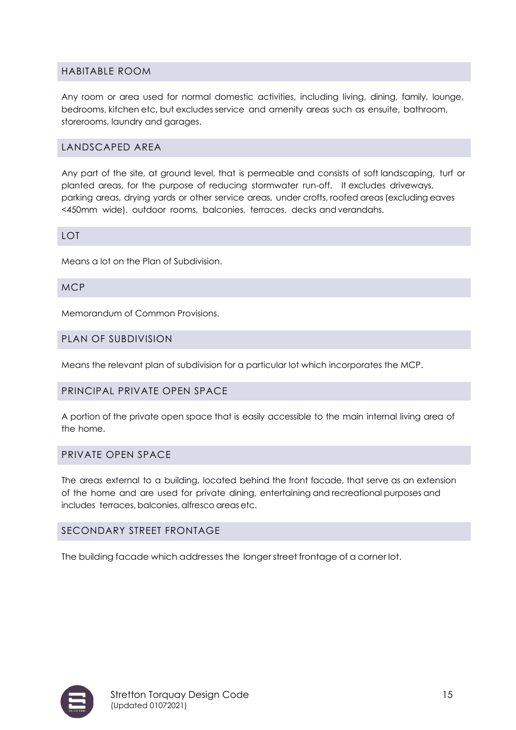## HABITABLE ROOM

Any room or area used for normal domestic activities, including living, dining, family, lounge, bedrooms, kitchen etc, but excludes service and amenity areas such as ensuite, bathroom, storerooms, laundry and garages.

## LANDSCAPED AREA

Any part of the site, at ground level, that is permeable and consists of soft landscaping, turf or planted areas, for the purpose of reducing stormwater run-off. It excludes driveways, parking areas, drying yards or other service areas, under crofts, roofed areas (excluding eaves <450mm wide), outdoor rooms, balconies, terraces, decks and verandahs.

## LOT

Means a lot on the Plan of Subdivision.

## MCP

Memorandum of Common Provisions.

## PLAN OF SUBDIVISION

Means the relevant plan of subdivision for a particular lot which incorporates the MCP.

## PRINCIPAL PRIVATE OPEN SPACE

A portion of the private open space that is easily accessible to the main internal living area of the home.

## PRIVATE OPEN SPACE

The areas external to a building, located behind the front facade, that serve as an extension of the home and are used for private dining, entertaining and recreational purposes and includes terraces, balconies, alfresco areas etc.

## SECONDARY STREET FRONTAGE

The building facade which addresses the longer street frontage of a corner lot.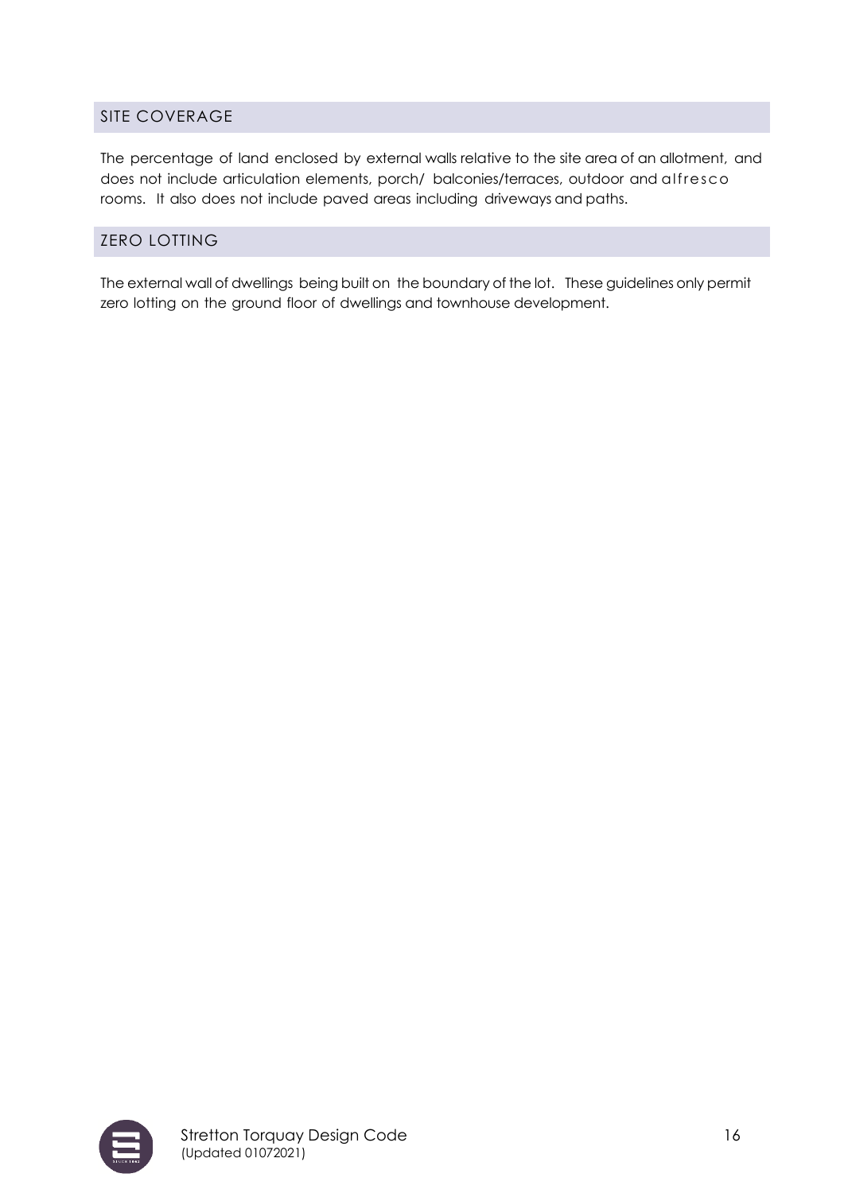## SITE COVERAGE

The percentage of land enclosed by external walls relative to the site area of an allotment, and does not include articulation elements, porch/ balconies/terraces, outdoor and alfresco rooms. It also does not include paved areas including driveways and paths.

## ZERO LOTTING

The external wall of dwellings being built on the boundary of the lot. These guidelines only permit zero lotting on the ground floor of dwellings and townhouse development.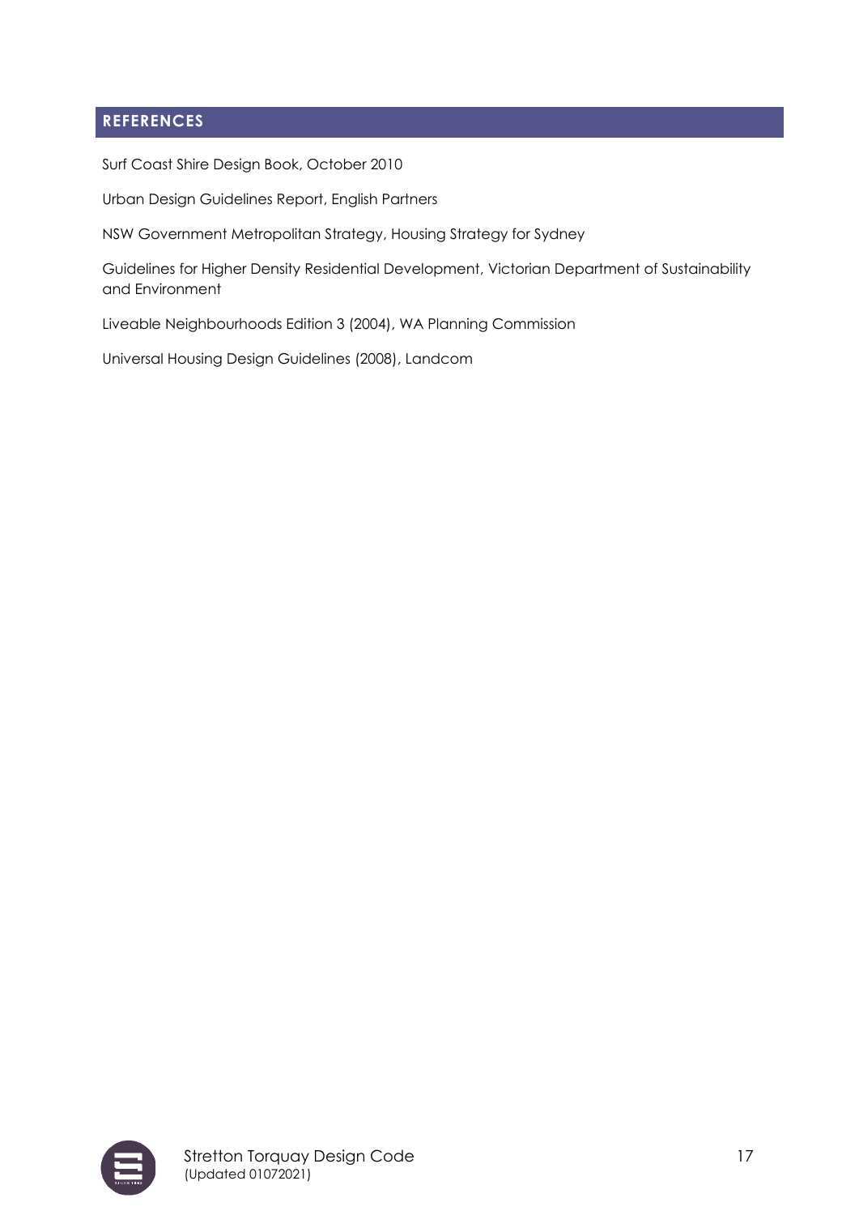## REFERENCES

Surf Coast Shire Design Book, October 2010

Urban Design Guidelines Report, English Partners

NSW Government Metropolitan Strategy, Housing Strategy for Sydney

Guidelines for Higher Density Residential Development, Victorian Department of Sustainability and Environment

Liveable Neighbourhoods Edition 3 (2004), WA Planning Commission

Universal Housing Design Guidelines (2008), Landcom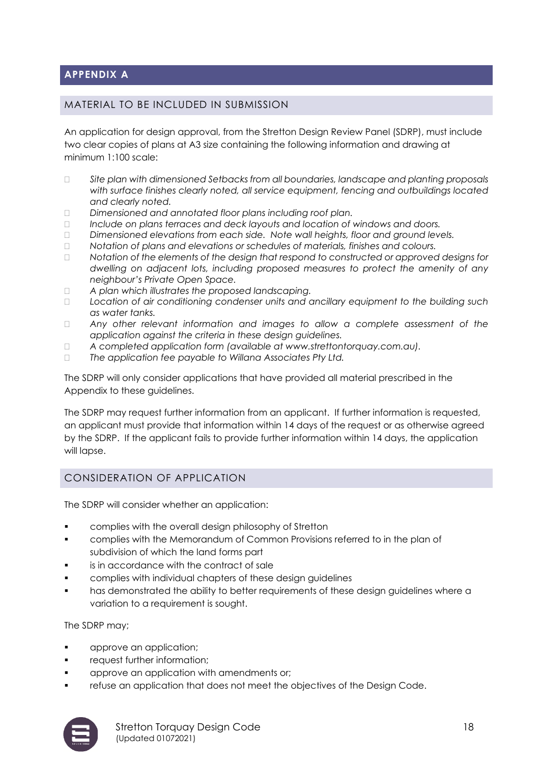## APPENDIX A

### MATERIAL TO BE INCLUDED IN SUBMISSION

An application for design approval, from the Stretton Design Review Panel (SDRP), must include two clear copies of plans at A3 size containing the following information and drawing at minimum 1:100 scale:

- *Site plan with dimensioned Setbacks from all boundaries, landscape and planting proposals with surface finishes clearly noted, all service equipment, fencing and outbuildings located and clearly noted.*
- *Dimensioned and annotated floor plans including roof plan.*
- *Include on plans terraces and deck layouts and location of windows and doors.*
- *Dimensioned elevations from each side. Note wall heights, floor and ground levels.*
- *Notation of plans and elevations or schedules of materials, finishes and colours.*
- *Notation of the elements of the design that respond to constructed or approved designs for dwelling on adjacent lots, including proposed measures to protect the amenity of any neighbour's Private Open Space.*
- *A plan which illustrates the proposed landscaping.*
- *Location of air conditioning condenser units and ancillary equipment to the building such as water tanks.*
- *Any other relevant information and images to allow a complete assessment of the application against the criteria in these design guidelines.*
- *A completed application form (available at www.strettontorquay.com.au).*
- *The application fee payable to Willana Associates Pty Ltd.*

The SDRP will only consider applications that have provided all material prescribed in the Appendix to these guidelines.

The SDRP may request further information from an applicant. If further information is requested, an applicant must provide that information within 14 days of the request or as otherwise agreed by the SDRP. If the applicant fails to provide further information within 14 days, the application will lapse.

### CONSIDERATION OF APPLICATION

The SDRP will consider whether an application:

- complies with the overall design philosophy of Stretton
- complies with the Memorandum of Common Provisions referred to in the plan of subdivision of which the land forms part
- is in accordance with the contract of sale
- complies with individual chapters of these design guidelines
- has demonstrated the ability to better requirements of these design guidelines where a variation to a requirement is sought.

The SDRP may;

- approve an application;
- request further information;
- approve an application with amendments or;
- refuse an application that does not meet the objectives of the Design Code.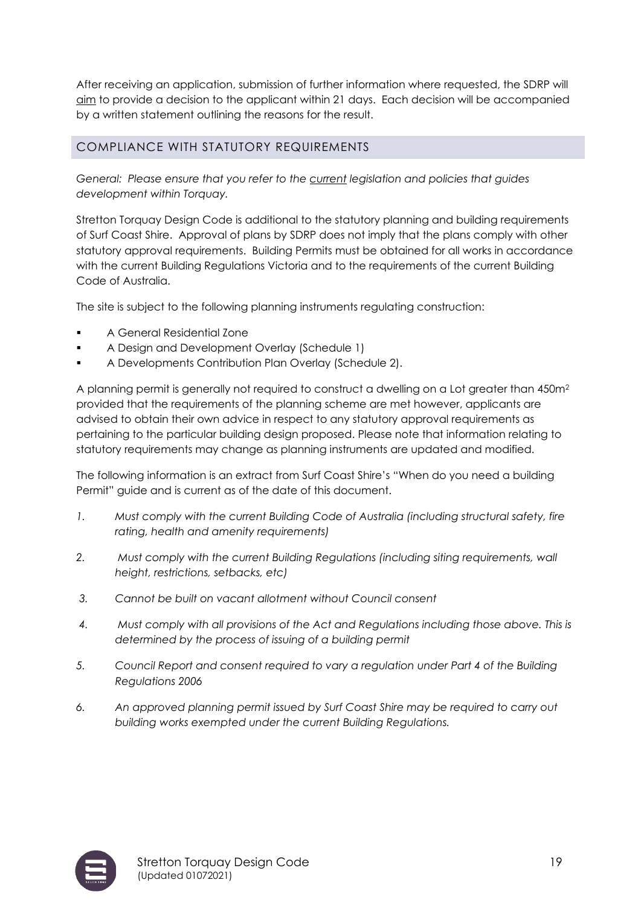After receiving an application, submission of further information where requested, the SDRP will aim to provide a decision to the applicant within 21 days. Each decision will be accompanied by a written statement outlining the reasons for the result.

## COMPLIANCE WITH STATUTORY REQUIREMENTS

*General: Please ensure that you refer to the current legislation and policies that guides development within Torquay.*

Stretton Torquay Design Code is additional to the statutory planning and building requirements of Surf Coast Shire. Approval of plans by SDRP does not imply that the plans comply with other statutory approval requirements. Building Permits must be obtained for all works in accordance with the current Building Regulations Victoria and to the requirements of the current Building Code of Australia.

The site is subject to the following planning instruments regulating construction:

- A General Residential Zone
- A Design and Development Overlay (Schedule 1)
- A Developments Contribution Plan Overlay (Schedule 2).

A planning permit is generally not required to construct a dwelling on a Lot greater than 450m$^2$ provided that the requirements of the planning scheme are met however, applicants are advised to obtain their own advice in respect to any statutory approval requirements as pertaining to the particular building design proposed. Please note that information relating to statutory requirements may change as planning instruments are updated and modified.

The following information is an extract from Surf Coast Shire's "When do you need a building Permit" guide and is current as of the date of this document.

1. *Must comply with the current Building Code of Australia (including structural safety, fire rating, health and amenity requirements)*
2. *Must comply with the current Building Regulations (including siting requirements, wall height, restrictions, setbacks, etc)*
3. *Cannot be built on vacant allotment without Council consent*
4. *Must comply with all provisions of the Act and Regulations including those above. This is determined by the process of issuing of a building permit*
5. *Council Report and consent required to vary a regulation under Part 4 of the Building Regulations 2006*
6. *An approved planning permit issued by Surf Coast Shire may be required to carry out building works exempted under the current Building Regulations.*